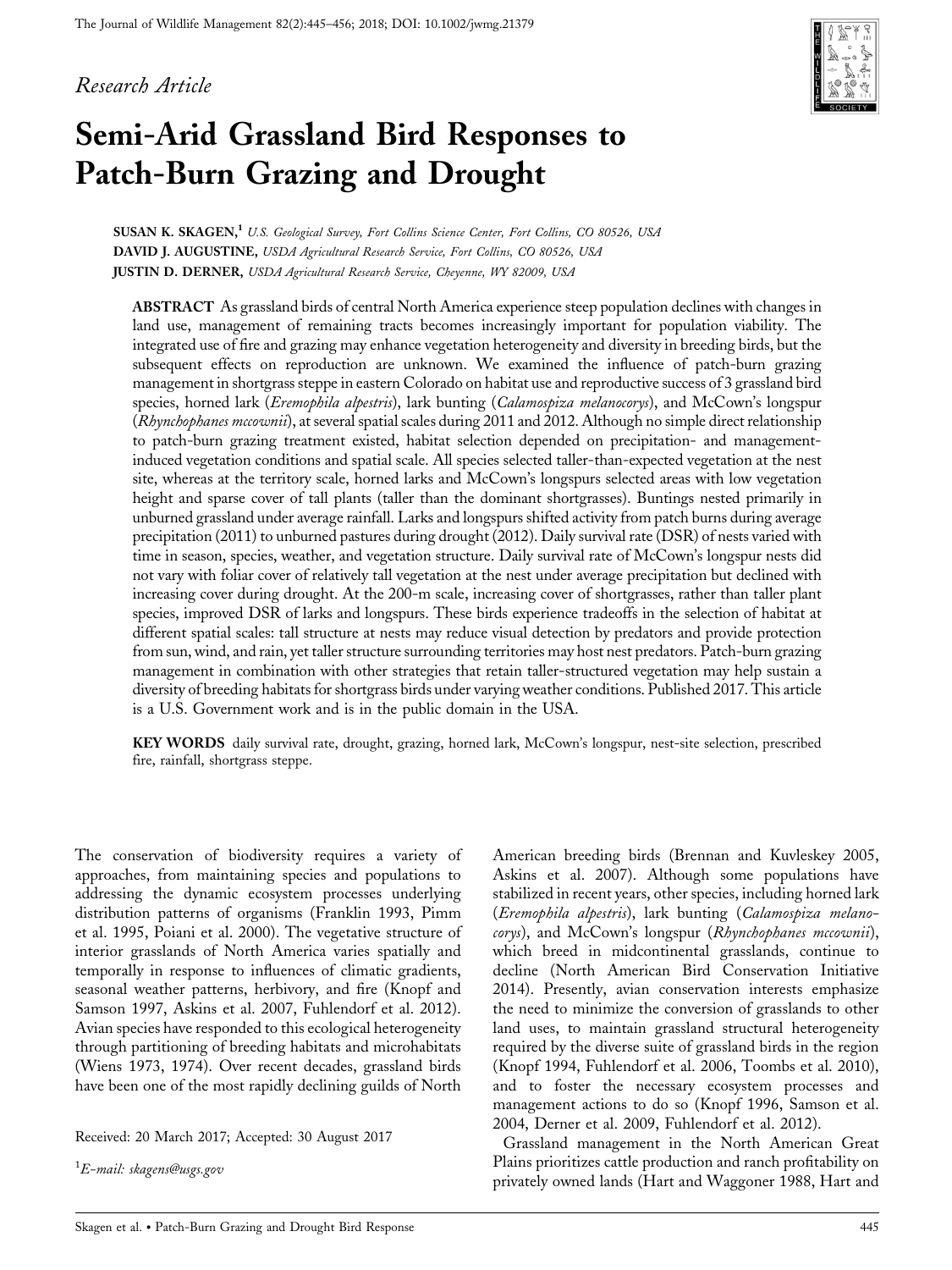*Research Article*

# Semi-Arid Grassland Bird Responses to Patch-Burn Grazing and Drought

**SUSAN K. SKAGEN**,[1] *U.S. Geological Survey, Fort Collins Science Center, Fort Collins, CO 80526, USA*
**DAVID J. AUGUSTINE**, *USDA Agricultural Research Service, Fort Collins, CO 80526, USA*
**JUSTIN D. DERNER**, *USDA Agricultural Research Service, Cheyenne, WY 82009, USA*

**ABSTRACT** As grassland birds of central North America experience steep population declines with changes in land use, management of remaining tracts becomes increasingly important for population viability. The integrated use of fire and grazing may enhance vegetation heterogeneity and diversity in breeding birds, but the subsequent effects on reproduction are unknown. We examined the influence of patch-burn grazing management in shortgrass steppe in eastern Colorado on habitat use and reproductive success of 3 grassland bird species, horned lark (*Eremophila alpestris*), lark bunting (*Calamospiza melanocorys*), and McCown's longspur (*Rhynchophanes mccownii*), at several spatial scales during 2011 and 2012. Although no simple direct relationship to patch-burn grazing treatment existed, habitat selection depended on precipitation- and management-induced vegetation conditions and spatial scale. All species selected taller-than-expected vegetation at the nest site, whereas at the territory scale, horned larks and McCown's longspurs selected areas with low vegetation height and sparse cover of tall plants (taller than the dominant shortgrasses). Buntings nested primarily in unburned grassland under average rainfall. Larks and longspurs shifted activity from patch burns during average precipitation (2011) to unburned pastures during drought (2012). Daily survival rate (DSR) of nests varied with time in season, species, weather, and vegetation structure. Daily survival rate of McCown's longspur nests did not vary with foliar cover of relatively tall vegetation at the nest under average precipitation but declined with increasing cover during drought. At the 200-m scale, increasing cover of shortgrasses, rather than taller plant species, improved DSR of larks and longspurs. These birds experience tradeoffs in the selection of habitat at different spatial scales: tall structure at nests may reduce visual detection by predators and provide protection from sun, wind, and rain, yet taller structure surrounding territories may host nest predators. Patch-burn grazing management in combination with other strategies that retain taller-structured vegetation may help sustain a diversity of breeding habitats for shortgrass birds under varying weather conditions. Published 2017. This article is a U.S. Government work and is in the public domain in the USA.

**KEY WORDS** daily survival rate, drought, grazing, horned lark, McCown's longspur, nest-site selection, prescribed fire, rainfall, shortgrass steppe.

The conservation of biodiversity requires a variety of approaches, from maintaining species and populations to addressing the dynamic ecosystem processes underlying distribution patterns of organisms (Franklin 1993, Pimm et al. 1995, Poiani et al. 2000). The vegetative structure of interior grasslands of North America varies spatially and temporally in response to influences of climatic gradients, seasonal weather patterns, herbivory, and fire (Knopf and Samson 1997, Askins et al. 2007, Fuhlendorf et al. 2012). Avian species have responded to this ecological heterogeneity through partitioning of breeding habitats and microhabitats (Wiens 1973, 1974). Over recent decades, grassland birds have been one of the most rapidly declining guilds of North American breeding birds (Brennan and Kuvlesky 2005, Askins et al. 2007). Although some populations have stabilized in recent years, other species, including horned lark (*Eremophila alpestris*), lark bunting (*Calamospiza melanocorys*), and McCown's longspur (*Rhynchophanes mccownii*), which breed in midcontinental grasslands, continue to decline (North American Bird Conservation Initiative 2014). Presently, avian conservation interests emphasize the need to minimize the conversion of grasslands to other land uses, to maintain grassland structural heterogeneity required by the diverse suite of grassland birds in the region (Knopf 1994, Fuhlendorf et al. 2006, Toombs et al. 2010), and to foster the necessary ecosystem processes and management actions to do so (Knopf 1996, Samson et al. 2004, Derner et al. 2009, Fuhlendorf et al. 2012).

Grassland management in the North American Great Plains prioritizes cattle production and ranch profitability on privately owned lands (Hart and Waggoner 1988, Hart and

Received: 20 March 2017; Accepted: 30 August 2017

[1]*E-mail: skagens@usgs.gov*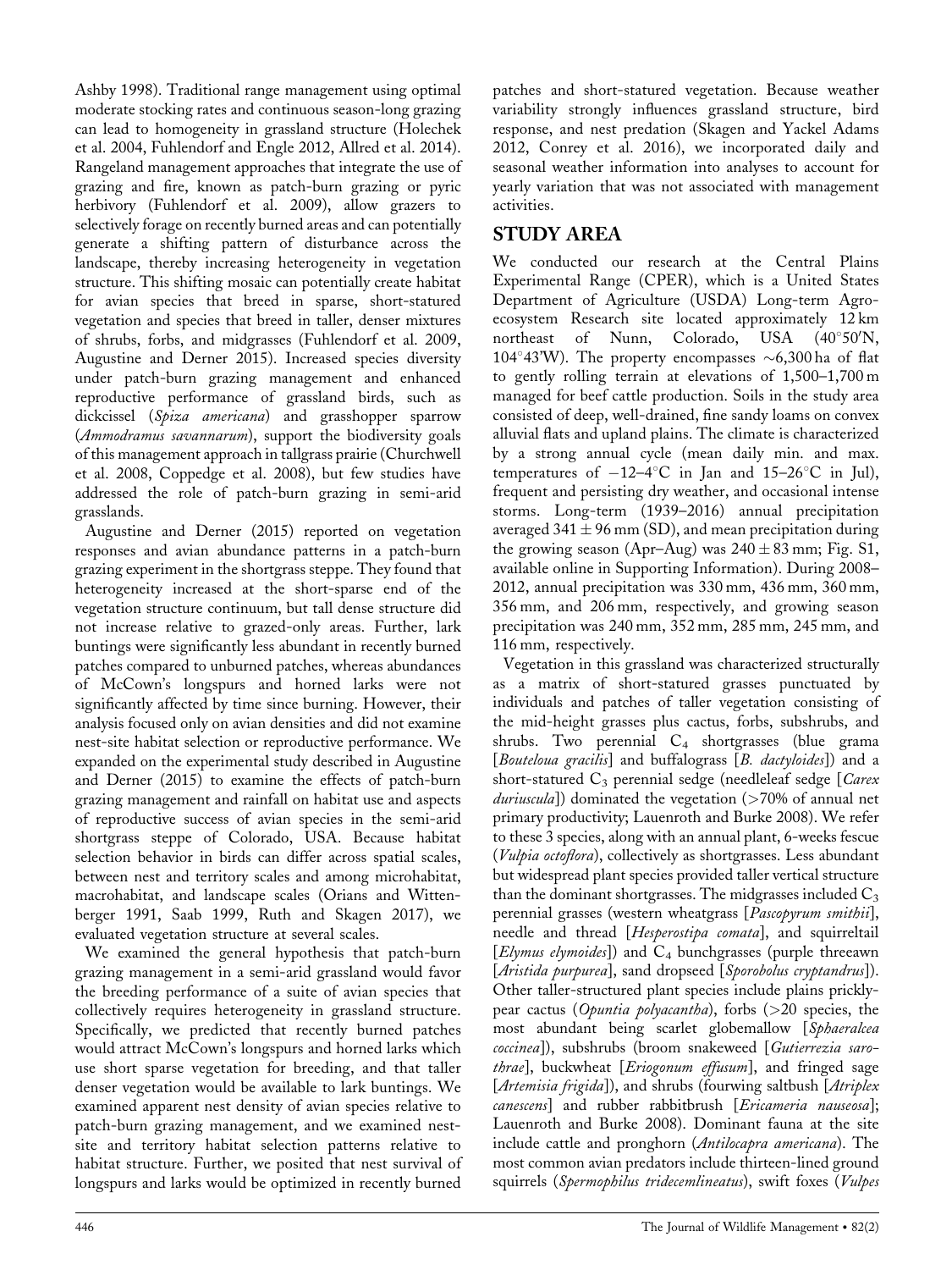Ashby 1998). Traditional range management using optimal moderate stocking rates and continuous season-long grazing can lead to homogeneity in grassland structure (Holechek et al. 2004, Fuhlendorf and Engle 2012, Allred et al. 2014). Rangeland management approaches that integrate the use of grazing and fire, known as patch-burn grazing or pyric herbivory (Fuhlendorf et al. 2009), allow grazers to selectively forage on recently burned areas and can potentially generate a shifting pattern of disturbance across the landscape, thereby increasing heterogeneity in vegetation structure. This shifting mosaic can potentially create habitat for avian species that breed in sparse, short-statured vegetation and species that breed in taller, denser mixtures of shrubs, forbs, and midgrasses (Fuhlendorf et al. 2009, Augustine and Derner 2015). Increased species diversity under patch-burn grazing management and enhanced reproductive performance of grassland birds, such as dickcissel (*Spiza americana*) and grasshopper sparrow (*Ammodramus savannarum*), support the biodiversity goals of this management approach in tallgrass prairie (Churchwell et al. 2008, Coppedge et al. 2008), but few studies have addressed the role of patch-burn grazing in semi-arid grasslands.

Augustine and Derner (2015) reported on vegetation responses and avian abundance patterns in a patch-burn grazing experiment in the shortgrass steppe. They found that heterogeneity increased at the short-sparse end of the vegetation structure continuum, but tall dense structure did not increase relative to grazed-only areas. Further, lark buntings were significantly less abundant in recently burned patches compared to unburned patches, whereas abundances of McCown's longspurs and horned larks were not significantly affected by time since burning. However, their analysis focused only on avian densities and did not examine nest-site habitat selection or reproductive performance. We expanded on the experimental study described in Augustine and Derner (2015) to examine the effects of patch-burn grazing management and rainfall on habitat use and aspects of reproductive success of avian species in the semi-arid shortgrass steppe of Colorado, USA. Because habitat selection behavior in birds can differ across spatial scales, between nest and territory scales and among microhabitat, macrohabitat, and landscape scales (Orians and Wittenberger 1991, Saab 1999, Ruth and Skagen 2017), we evaluated vegetation structure at several scales.

We examined the general hypothesis that patch-burn grazing management in a semi-arid grassland would favor the breeding performance of a suite of avian species that collectively requires heterogeneity in grassland structure. Specifically, we predicted that recently burned patches would attract McCown's longspurs and horned larks which use short sparse vegetation for breeding, and that taller denser vegetation would be available to lark buntings. We examined apparent nest density of avian species relative to patch-burn grazing management, and we examined nest-site and territory habitat selection patterns relative to habitat structure. Further, we posited that nest survival of longspurs and larks would be optimized in recently burned patches and short-statured vegetation. Because weather variability strongly influences grassland structure, bird response, and nest predation (Skagen and Yackel Adams 2012, Conrey et al. 2016), we incorporated daily and seasonal weather information into analyses to account for yearly variation that was not associated with management activities.

## STUDY AREA

We conducted our research at the Central Plains Experimental Range (CPER), which is a United States Department of Agriculture (USDA) Long-term Agroecosystem Research site located approximately 12 km northeast of Nunn, Colorado, USA (40°50′N, 104°43′W). The property encompasses ~6,300 ha of flat to gently rolling terrain at elevations of 1,500–1,700 m managed for beef cattle production. Soils in the study area consisted of deep, well-drained, fine sandy loams on convex alluvial flats and upland plains. The climate is characterized by a strong annual cycle (mean daily min. and max. temperatures of −12–4°C in Jan and 15–26°C in Jul), frequent and persisting dry weather, and occasional intense storms. Long-term (1939–2016) annual precipitation averaged 341 ± 96 mm (SD), and mean precipitation during the growing season (Apr–Aug) was 240 ± 83 mm; Fig. S1, available online in Supporting Information). During 2008–2012, annual precipitation was 330 mm, 436 mm, 360 mm, 356 mm, and 206 mm, respectively, and growing season precipitation was 240 mm, 352 mm, 285 mm, 245 mm, and 116 mm, respectively.

Vegetation in this grassland was characterized structurally as a matrix of short-statured grasses punctuated by individuals and patches of taller vegetation consisting of the mid-height grasses plus cactus, forbs, subshrubs, and shrubs. Two perennial $C_4$ shortgrasses (blue grama [*Bouteloua gracilis*] and buffalograss [*B. dactyloides*]) and a short-statured $C_3$ perennial sedge (needleleaf sedge [*Carex duriuscula*]) dominated the vegetation (>70% of annual net primary productivity; Lauenroth and Burke 2008). We refer to these 3 species, along with an annual plant, 6-weeks fescue (*Vulpia octoflora*), collectively as shortgrasses. Less abundant but widespread plant species provided taller vertical structure than the dominant shortgrasses. The midgrasses included $C_3$ perennial grasses (western wheatgrass [*Pascopyrum smithii*], needle and thread [*Hesperostipa comata*], and squirreltail [*Elymus elymoides*]) and $C_4$ bunchgrasses (purple threeawn [*Aristida purpurea*], sand dropseed [*Sporobolus cryptandrus*]). Other taller-structured plant species include plains pricklypear cactus (*Opuntia polyacantha*), forbs (>20 species, the most abundant being scarlet globemallow [*Sphaeralcea coccinea*]), subshrubs (broom snakeweed [*Gutierrezia sarothrae*], buckwheat [*Eriogonum effusum*], and fringed sage [*Artemisia frigida*]), and shrubs (fourwing saltbush [*Atriplex canescens*] and rubber rabbitbrush [*Ericameria nauseosa*]; Lauenroth and Burke 2008). Dominant fauna at the site include cattle and pronghorn (*Antilocapra americana*). The most common avian predators include thirteen-lined ground squirrels (*Spermophilus tridecemlineatus*), swift foxes (*Vulpes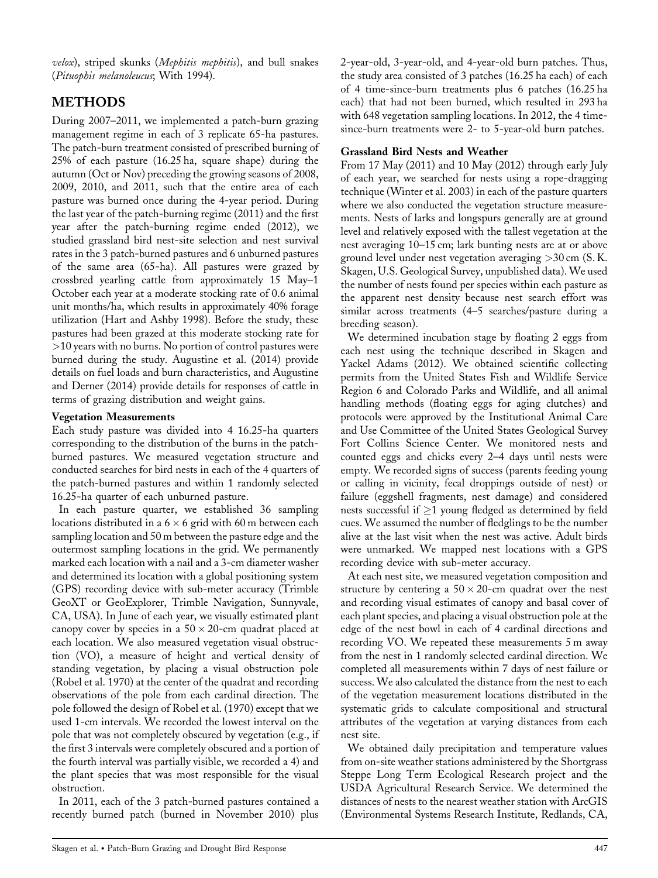*velox*), striped skunks (*Mephitis mephitis*), and bull snakes (*Pituophis melanoleucus*; With 1994).

## METHODS

During 2007–2011, we implemented a patch-burn grazing management regime in each of 3 replicate 65-ha pastures. The patch-burn treatment consisted of prescribed burning of 25% of each pasture (16.25 ha, square shape) during the autumn (Oct or Nov) preceding the growing seasons of 2008, 2009, 2010, and 2011, such that the entire area of each pasture was burned once during the 4-year period. During the last year of the patch-burning regime (2011) and the first year after the patch-burning regime ended (2012), we studied grassland bird nest-site selection and nest survival rates in the 3 patch-burned pastures and 6 unburned pastures of the same area (65-ha). All pastures were grazed by crossbred yearling cattle from approximately 15 May–1 October each year at a moderate stocking rate of 0.6 animal unit months/ha, which results in approximately 40% forage utilization (Hart and Ashby 1998). Before the study, these pastures had been grazed at this moderate stocking rate for >10 years with no burns. No portion of control pastures were burned during the study. Augustine et al. (2014) provide details on fuel loads and burn characteristics, and Augustine and Derner (2014) provide details for responses of cattle in terms of grazing distribution and weight gains.

### Vegetation Measurements

Each study pasture was divided into 4 16.25-ha quarters corresponding to the distribution of the burns in the patch-burned pastures. We measured vegetation structure and conducted searches for bird nests in each of the 4 quarters of the patch-burned pastures and within 1 randomly selected 16.25-ha quarter of each unburned pasture.

In each pasture quarter, we established 36 sampling locations distributed in a 6 × 6 grid with 60 m between each sampling location and 50 m between the pasture edge and the outermost sampling locations in the grid. We permanently marked each location with a nail and a 3-cm diameter washer and determined its location with a global positioning system (GPS) recording device with sub-meter accuracy (Trimble GeoXT or GeoExplorer, Trimble Navigation, Sunnyvale, CA, USA). In June of each year, we visually estimated plant canopy cover by species in a 50 × 20-cm quadrat placed at each location. We also measured vegetation visual obstruction (VO), a measure of height and vertical density of standing vegetation, by placing a visual obstruction pole (Robel et al. 1970) at the center of the quadrat and recording observations of the pole from each cardinal direction. The pole followed the design of Robel et al. (1970) except that we used 1-cm intervals. We recorded the lowest interval on the pole that was not completely obscured by vegetation (e.g., if the first 3 intervals were completely obscured and a portion of the fourth interval was partially visible, we recorded a 4) and the plant species that was most responsible for the visual obstruction.

In 2011, each of the 3 patch-burned pastures contained a recently burned patch (burned in November 2010) plus 2-year-old, 3-year-old, and 4-year-old burn patches. Thus, the study area consisted of 3 patches (16.25 ha each) of each of 4 time-since-burn treatments plus 6 patches (16.25 ha each) that had not been burned, which resulted in 293 ha with 648 vegetation sampling locations. In 2012, the 4 time-since-burn treatments were 2- to 5-year-old burn patches.

### Grassland Bird Nests and Weather

From 17 May (2011) and 10 May (2012) through early July of each year, we searched for nests using a rope-dragging technique (Winter et al. 2003) in each of the pasture quarters where we also conducted the vegetation structure measurements. Nests of larks and longspurs generally are at ground level and relatively exposed with the tallest vegetation at the nest averaging 10–15 cm; lark bunting nests are at or above ground level under nest vegetation averaging >30 cm (S. K. Skagen, U.S. Geological Survey, unpublished data). We used the number of nests found per species within each pasture as the apparent nest density because nest search effort was similar across treatments (4–5 searches/pasture during a breeding season).

We determined incubation stage by floating 2 eggs from each nest using the technique described in Skagen and Yackel Adams (2012). We obtained scientific collecting permits from the United States Fish and Wildlife Service Region 6 and Colorado Parks and Wildlife, and all animal handling methods (floating eggs for aging clutches) and protocols were approved by the Institutional Animal Care and Use Committee of the United States Geological Survey Fort Collins Science Center. We monitored nests and counted eggs and chicks every 2–4 days until nests were empty. We recorded signs of success (parents feeding young or calling in vicinity, fecal droppings outside of nest) or failure (eggshell fragments, nest damage) and considered nests successful if ≥1 young fledged as determined by field cues. We assumed the number of fledglings to be the number alive at the last visit when the nest was active. Adult birds were unmarked. We mapped nest locations with a GPS recording device with sub-meter accuracy.

At each nest site, we measured vegetation composition and structure by centering a 50 × 20-cm quadrat over the nest and recording visual estimates of canopy and basal cover of each plant species, and placing a visual obstruction pole at the edge of the nest bowl in each of 4 cardinal directions and recording VO. We repeated these measurements 5 m away from the nest in 1 randomly selected cardinal direction. We completed all measurements within 7 days of nest failure or success. We also calculated the distance from the nest to each of the vegetation measurement locations distributed in the systematic grids to calculate compositional and structural attributes of the vegetation at varying distances from each nest site.

We obtained daily precipitation and temperature values from on-site weather stations administered by the Shortgrass Steppe Long Term Ecological Research project and the USDA Agricultural Research Service. We determined the distances of nests to the nearest weather station with ArcGIS (Environmental Systems Research Institute, Redlands, CA,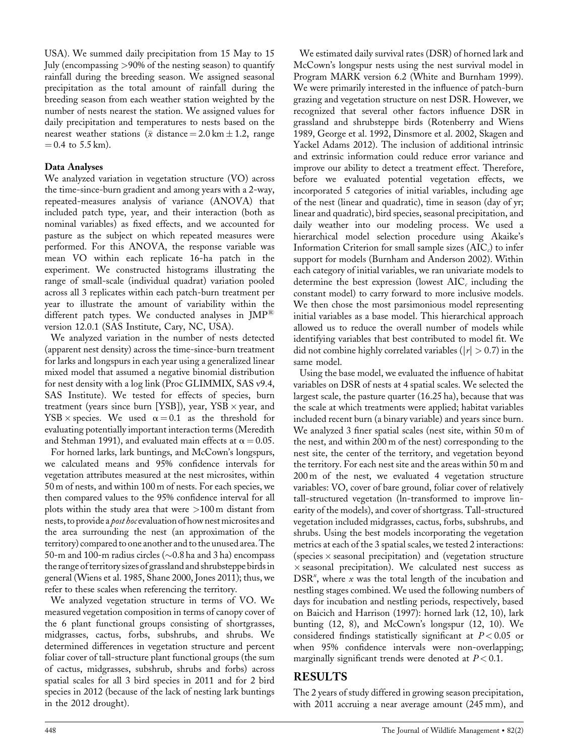USA). We summed daily precipitation from 15 May to 15 July (encompassing >90% of the nesting season) to quantify rainfall during the breeding season. We assigned seasonal precipitation as the total amount of rainfall during the breeding season from each weather station weighted by the number of nests nearest the station. We assigned values for daily precipitation and temperatures to nests based on the nearest weather stations ($\bar{x}$ distance = 2.0 km ± 1.2, range = 0.4 to 5.5 km).

### Data Analyses

We analyzed variation in vegetation structure (VO) across the time-since-burn gradient and among years with a 2-way, repeated-measures analysis of variance (ANOVA) that included patch type, year, and their interaction (both as nominal variables) as fixed effects, and we accounted for pasture as the subject on which repeated measures were performed. For this ANOVA, the response variable was mean VO within each replicate 16-ha patch in the experiment. We constructed histograms illustrating the range of small-scale (individual quadrat) variation pooled across all 3 replicates within each patch-burn treatment per year to illustrate the amount of variability within the different patch types. We conducted analyses in JMP® version 12.0.1 (SAS Institute, Cary, NC, USA).

We analyzed variation in the number of nests detected (apparent nest density) across the time-since-burn treatment for larks and longspurs in each year using a generalized linear mixed model that assumed a negative binomial distribution for nest density with a log link (Proc GLIMMIX, SAS v9.4, SAS Institute). We tested for effects of species, burn treatment (years since burn [YSB]), year, YSB × year, and YSB × species. We used $\alpha = 0.1$ as the threshold for evaluating potentially important interaction terms (Meredith and Stehman 1991), and evaluated main effects at $\alpha = 0.05$.

For horned larks, lark buntings, and McCown's longspurs, we calculated means and 95% confidence intervals for vegetation attributes measured at the nest microsites, within 50 m of nests, and within 100 m of nests. For each species, we then compared values to the 95% confidence interval for all plots within the study area that were >100 m distant from nests, to provide a *post hoc* evaluation of how nest microsites and the area surrounding the nest (an approximation of the territory) compared to one another and to the unused area. The 50-m and 100-m radius circles (~0.8 ha and 3 ha) encompass the range of territory sizes of grassland and shrubsteppe birds in general (Wiens et al. 1985, Shane 2000, Jones 2011); thus, we refer to these scales when referencing the territory.

We analyzed vegetation structure in terms of VO. We measured vegetation composition in terms of canopy cover of the 6 plant functional groups consisting of shortgrasses, midgrasses, cactus, forbs, subshrubs, and shrubs. We determined differences in vegetation structure and percent foliar cover of tall-structure plant functional groups (the sum of cactus, midgrasses, subshrub, shrubs and forbs) across spatial scales for all 3 bird species in 2011 and for 2 bird species in 2012 (because of the lack of nesting lark buntings in the 2012 drought).

We estimated daily survival rates (DSR) of horned lark and McCown's longspur nests using the nest survival model in Program MARK version 6.2 (White and Burnham 1999). We were primarily interested in the influence of patch-burn grazing and vegetation structure on nest DSR. However, we recognized that several other factors influence DSR in grassland and shrubsteppe birds (Rotenberry and Wiens 1989, George et al. 1992, Dinsmore et al. 2002, Skagen and Yackel Adams 2012). The inclusion of additional intrinsic and extrinsic information could reduce error variance and improve our ability to detect a treatment effect. Therefore, before we evaluated potential vegetation effects, we incorporated 5 categories of initial variables, including age of the nest (linear and quadratic), time in season (day of yr; linear and quadratic), bird species, seasonal precipitation, and daily weather into our modeling process. We used a hierarchical model selection procedure using Akaike's Information Criterion for small sample sizes ($AIC_c$) to infer support for models (Burnham and Anderson 2002). Within each category of initial variables, we ran univariate models to determine the best expression (lowest $AIC_c$ including the constant model) to carry forward to more inclusive models. We then chose the most parsimonious model representing initial variables as a base model. This hierarchical approach allowed us to reduce the overall number of models while identifying variables that best contributed to model fit. We did not combine highly correlated variables ($|r| > 0.7$) in the same model.

Using the base model, we evaluated the influence of habitat variables on DSR of nests at 4 spatial scales. We selected the largest scale, the pasture quarter (16.25 ha), because that was the scale at which treatments were applied; habitat variables included recent burn (a binary variable) and years since burn. We analyzed 3 finer spatial scales (nest site, within 50 m of the nest, and within 200 m of the nest) corresponding to the nest site, the center of the territory, and vegetation beyond the territory. For each nest site and the areas within 50 m and 200 m of the nest, we evaluated 4 vegetation structure variables: VO, cover of bare ground, foliar cover of relatively tall-structured vegetation (ln-transformed to improve linearity of the models), and cover of shortgrass. Tall-structured vegetation included midgrasses, cactus, forbs, subshrubs, and shrubs. Using the best models incorporating the vegetation metrics at each of the 3 spatial scales, we tested 2 interactions: (species × seasonal precipitation) and (vegetation structure × seasonal precipitation). We calculated nest success as $DSR^x$, where $x$ was the total length of the incubation and nestling stages combined. We used the following numbers of days for incubation and nestling periods, respectively, based on Baicich and Harrison (1997): horned lark (12, 10), lark bunting (12, 8), and McCown's longspur (12, 10). We considered findings statistically significant at $P < 0.05$ or when 95% confidence intervals were non-overlapping; marginally significant trends were denoted at $P < 0.1$.

## RESULTS

The 2 years of study differed in growing season precipitation, with 2011 accruing a near average amount (245 mm), and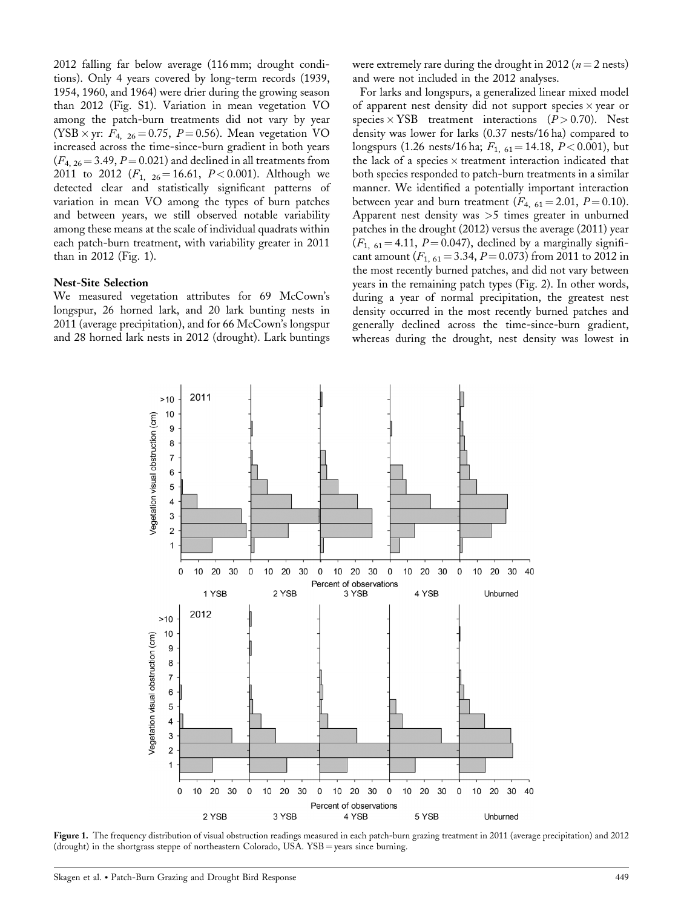2012 falling far below average (116 mm; drought conditions). Only 4 years covered by long-term records (1939, 1954, 1960, and 1964) were drier during the growing season than 2012 (Fig. S1). Variation in mean vegetation VO among the patch-burn treatments did not vary by year (YSB × yr: $F_{4,\ 26} = 0.75$, $P = 0.56$). Mean vegetation VO increased across the time-since-burn gradient in both years ($F_{4,26} = 3.49$, $P = 0.021$) and declined in all treatments from 2011 to 2012 ($F_{1,\ 26} = 16.61$, $P < 0.001$). Although we detected clear and statistically significant patterns of variation in mean VO among the types of burn patches and between years, we still observed notable variability among these means at the scale of individual quadrats within each patch-burn treatment, with variability greater in 2011 than in 2012 (Fig. 1).

### Nest-Site Selection

We measured vegetation attributes for 69 McCown's longspur, 26 horned lark, and 20 lark bunting nests in 2011 (average precipitation), and for 66 McCown's longspur and 28 horned lark nests in 2012 (drought). Lark buntings were extremely rare during the drought in 2012 ($n = 2$ nests) and were not included in the 2012 analyses.

For larks and longspurs, a generalized linear mixed model of apparent nest density did not support species × year or species × YSB treatment interactions ($P > 0.70$). Nest density was lower for larks (0.37 nests/16 ha) compared to longspurs (1.26 nests/16 ha; $F_{1,\ 61} = 14.18$, $P < 0.001$), but the lack of a species × treatment interaction indicated that both species responded to patch-burn treatments in a similar manner. We identified a potentially important interaction between year and burn treatment ($F_{4,\ 61} = 2.01$, $P = 0.10$). Apparent nest density was >5 times greater in unburned patches in the drought (2012) versus the average (2011) year ($F_{1,\ 61} = 4.11$, $P = 0.047$), declined by a marginally significant amount ($F_{1,\ 61} = 3.34$, $P = 0.073$) from 2011 to 2012 in the most recently burned patches, and did not vary between years in the remaining patch types (Fig. 2). In other words, during a year of normal precipitation, the greatest nest density occurred in the most recently burned patches and generally declined across the time-since-burn gradient, whereas during the drought, nest density was lowest in

**Figure 1.** The frequency distribution of visual obstruction readings measured in each patch-burn grazing treatment in 2011 (average precipitation) and 2012 (drought) in the shortgrass steppe of northeastern Colorado, USA. YSB = years since burning.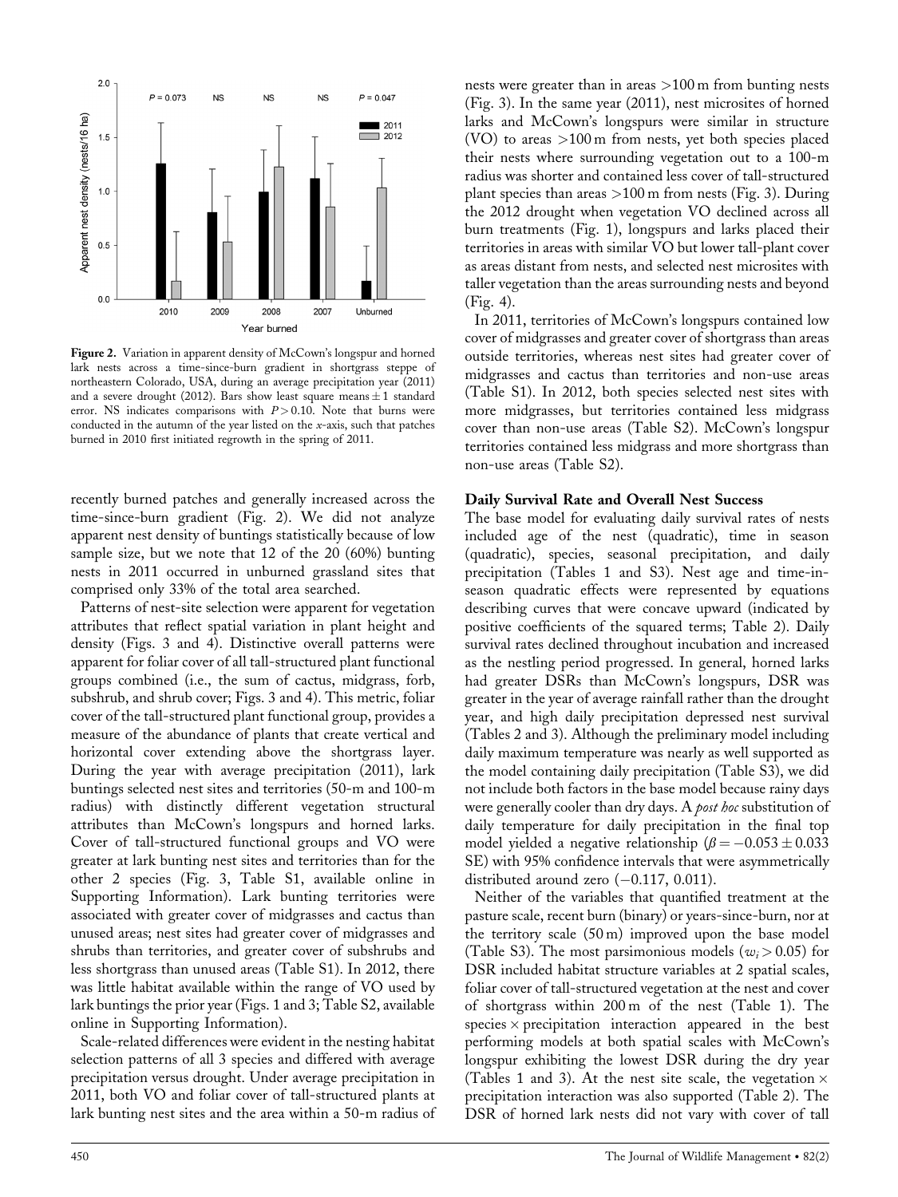Figure 2. Variation in apparent density of McCown's longspur and horned lark nests across a time-since-burn gradient in shortgrass steppe of northeastern Colorado, USA, during an average precipitation year (2011) and a severe drought (2012). Bars show least square means ± 1 standard error. NS indicates comparisons with $P > 0.10$. Note that burns were conducted in the autumn of the year listed on the $x$-axis, such that patches burned in 2010 first initiated regrowth in the spring of 2011.

recently burned patches and generally increased across the time-since-burn gradient (Fig. 2). We did not analyze apparent nest density of buntings statistically because of low sample size, but we note that 12 of the 20 (60%) bunting nests in 2011 occurred in unburned grassland sites that comprised only 33% of the total area searched.

Patterns of nest-site selection were apparent for vegetation attributes that reflect spatial variation in plant height and density (Figs. 3 and 4). Distinctive overall patterns were apparent for foliar cover of all tall-structured plant functional groups combined (i.e., the sum of cactus, midgrass, forb, subshrub, and shrub cover; Figs. 3 and 4). This metric, foliar cover of the tall-structured plant functional group, provides a measure of the abundance of plants that create vertical and horizontal cover extending above the shortgrass layer. During the year with average precipitation (2011), lark buntings selected nest sites and territories (50-m and 100-m radius) with distinctly different vegetation structural attributes than McCown's longspurs and horned larks. Cover of tall-structured functional groups and VO were greater at lark bunting nest sites and territories than for the other 2 species (Fig. 3, Table S1, available online in Supporting Information). Lark bunting territories were associated with greater cover of midgrasses and cactus than unused areas; nest sites had greater cover of midgrasses and shrubs than territories, and greater cover of subshrubs and less shortgrass than unused areas (Table S1). In 2012, there was little habitat available within the range of VO used by lark buntings the prior year (Figs. 1 and 3; Table S2, available online in Supporting Information).

Scale-related differences were evident in the nesting habitat selection patterns of all 3 species and differed with average precipitation versus drought. Under average precipitation in 2011, both VO and foliar cover of tall-structured plants at lark bunting nest sites and the area within a 50-m radius of nests were greater than in areas >100 m from bunting nests (Fig. 3). In the same year (2011), nest microsites of horned larks and McCown's longspurs were similar in structure (VO) to areas >100 m from nests, yet both species placed their nests where surrounding vegetation out to a 100-m radius was shorter and contained less cover of tall-structured plant species than areas >100 m from nests (Fig. 3). During the 2012 drought when vegetation VO declined across all burn treatments (Fig. 1), longspurs and larks placed their territories in areas with similar VO but lower tall-plant cover as areas distant from nests, and selected nest microsites with taller vegetation than the areas surrounding nests and beyond (Fig. 4).

In 2011, territories of McCown's longspurs contained low cover of midgrasses and greater cover of shortgrass than areas outside territories, whereas nest sites had greater cover of midgrasses and cactus than territories and non-use areas (Table S1). In 2012, both species selected nest sites with more midgrasses, but territories contained less midgrass cover than non-use areas (Table S2). McCown's longspur territories contained less midgrass and more shortgrass than non-use areas (Table S2).

### Daily Survival Rate and Overall Nest Success

The base model for evaluating daily survival rates of nests included age of the nest (quadratic), time in season (quadratic), species, seasonal precipitation, and daily precipitation (Tables 1 and S3). Nest age and time-in-season quadratic effects were represented by equations describing curves that were concave upward (indicated by positive coefficients of the squared terms; Table 2). Daily survival rates declined throughout incubation and increased as the nestling period progressed. In general, horned larks had greater DSRs than McCown's longspurs, DSR was greater in the year of average rainfall rather than the drought year, and high daily precipitation depressed nest survival (Tables 2 and 3). Although the preliminary model including daily maximum temperature was nearly as well supported as the model containing daily precipitation (Table S3), we did not include both factors in the base model because rainy days were generally cooler than dry days. A *post hoc* substitution of daily temperature for daily precipitation in the final top model yielded a negative relationship ($\beta = -0.053 \pm 0.033$ SE) with 95% confidence intervals that were asymmetrically distributed around zero (−0.117, 0.011).

Neither of the variables that quantified treatment at the pasture scale, recent burn (binary) or years-since-burn, nor at the territory scale (50 m) improved upon the base model (Table S3). The most parsimonious models ($w_i > 0.05$) for DSR included habitat structure variables at 2 spatial scales, foliar cover of tall-structured vegetation at the nest and cover of shortgrass within 200 m of the nest (Table 1). The species × precipitation interaction appeared in the best performing models at both spatial scales with McCown's longspur exhibiting the lowest DSR during the dry year (Tables 1 and 3). At the nest site scale, the vegetation × precipitation interaction was also supported (Table 2). The DSR of horned lark nests did not vary with cover of tall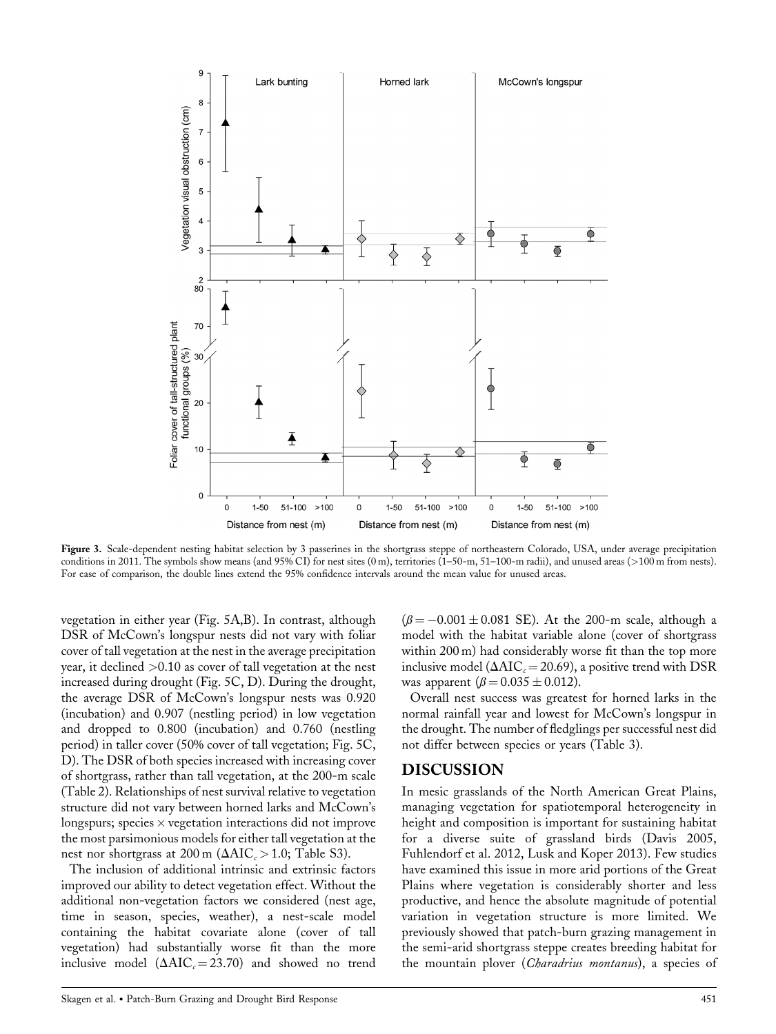**Figure 3.** Scale-dependent nesting habitat selection by 3 passerines in the shortgrass steppe of northeastern Colorado, USA, under average precipitation conditions in 2011. The symbols show means (and 95% CI) for nest sites (0 m), territories (1–50-m, 51–100-m radii), and unused areas (>100 m from nests). For ease of comparison, the double lines extend the 95% confidence intervals around the mean value for unused areas.

vegetation in either year (Fig. 5A,B). In contrast, although DSR of McCown's longspur nests did not vary with foliar cover of tall vegetation at the nest in the average precipitation year, it declined >0.10 as cover of tall vegetation at the nest increased during drought (Fig. 5C, D). During the drought, the average DSR of McCown's longspur nests was 0.920 (incubation) and 0.907 (nestling period) in low vegetation and dropped to 0.800 (incubation) and 0.760 (nestling period) in taller cover (50% cover of tall vegetation; Fig. 5C, D). The DSR of both species increased with increasing cover of shortgrass, rather than tall vegetation, at the 200-m scale (Table 2). Relationships of nest survival relative to vegetation structure did not vary between horned larks and McCown's longspurs; species × vegetation interactions did not improve the most parsimonious models for either tall vegetation at the nest nor shortgrass at 200 m ($\Delta AIC_c > 1.0$; Table S3).

The inclusion of additional intrinsic and extrinsic factors improved our ability to detect vegetation effect. Without the additional non-vegetation factors we considered (nest age, time in season, species, weather), a nest-scale model containing the habitat covariate alone (cover of tall vegetation) had substantially worse fit than the more inclusive model ($\Delta AIC_c = 23.70$) and showed no trend ($\beta = -0.001 \pm 0.081$ SE). At the 200-m scale, although a model with the habitat variable alone (cover of shortgrass within 200 m) had considerably worse fit than the top more inclusive model ($\Delta AIC_c = 20.69$), a positive trend with DSR was apparent ($\beta = 0.035 \pm 0.012$).

Overall nest success was greatest for horned larks in the normal rainfall year and lowest for McCown's longspur in the drought. The number of fledglings per successful nest did not differ between species or years (Table 3).

## DISCUSSION

In mesic grasslands of the North American Great Plains, managing vegetation for spatiotemporal heterogeneity in height and composition is important for sustaining habitat for a diverse suite of grassland birds (Davis 2005, Fuhlendorf et al. 2012, Lusk and Koper 2013). Few studies have examined this issue in more arid portions of the Great Plains where vegetation is considerably shorter and less productive, and hence the absolute magnitude of potential variation in vegetation structure is more limited. We previously showed that patch-burn grazing management in the semi-arid shortgrass steppe creates breeding habitat for the mountain plover (*Charadrius montanus*), a species of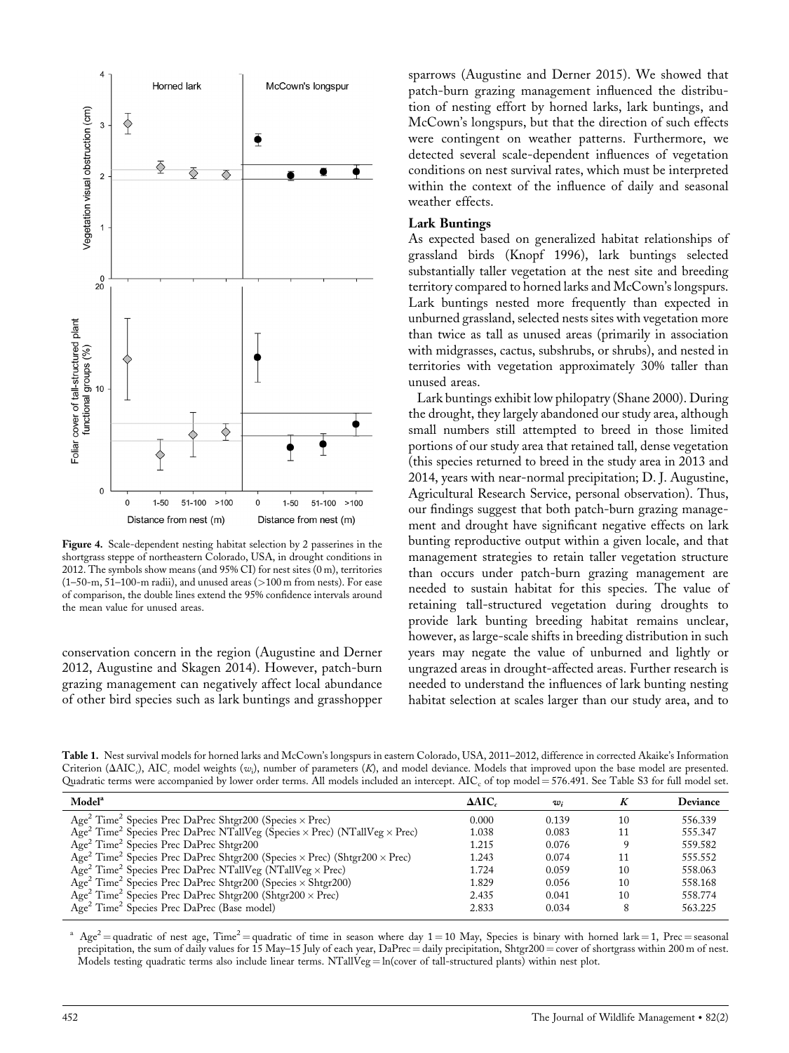**Figure 4.** Scale-dependent nesting habitat selection by 2 passerines in the shortgrass steppe of northeastern Colorado, USA, in drought conditions in 2012. The symbols show means (and 95% CI) for nest sites (0 m), territories (1–50-m, 51–100-m radii), and unused areas (>100 m from nests). For ease of comparison, the double lines extend the 95% confidence intervals around the mean value for unused areas.

conservation concern in the region (Augustine and Derner 2012, Augustine and Skagen 2014). However, patch-burn grazing management can negatively affect local abundance of other bird species such as lark buntings and grasshopper sparrows (Augustine and Derner 2015). We showed that patch-burn grazing management influenced the distribution of nesting effort by horned larks, lark buntings, and McCown's longspurs, but that the direction of such effects were contingent on weather patterns. Furthermore, we detected several scale-dependent influences of vegetation conditions on nest survival rates, which must be interpreted within the context of the influence of daily and seasonal weather effects.

### Lark Buntings

As expected based on generalized habitat relationships of grassland birds (Knopf 1996), lark buntings selected substantially taller vegetation at the nest site and breeding territory compared to horned larks and McCown's longspurs. Lark buntings nested more frequently than expected in unburned grassland, selected nests sites with vegetation more than twice as tall as unused areas (primarily in association with midgrasses, cactus, subshrubs, or shrubs), and nested in territories with vegetation approximately 30% taller than unused areas.

Lark buntings exhibit low philopatry (Shane 2000). During the drought, they largely abandoned our study area, although small numbers still attempted to breed in those limited portions of our study area that retained tall, dense vegetation (this species returned to breed in the study area in 2013 and 2014, years with near-normal precipitation; D. J. Augustine, Agricultural Research Service, personal observation). Thus, our findings suggest that both patch-burn grazing management and drought have significant negative effects on lark bunting reproductive output within a given locale, and that management strategies to retain taller vegetation structure than occurs under patch-burn grazing management are needed to sustain habitat for this species. The value of retaining tall-structured vegetation during droughts to provide lark bunting breeding habitat remains unclear, however, as large-scale shifts in breeding distribution in such years may negate the value of unburned and lightly or ungrazed areas in drought-affected areas. Further research is needed to understand the influences of lark bunting nesting habitat selection at scales larger than our study area, and to

**Table 1.** Nest survival models for horned larks and McCown's longspurs in eastern Colorado, USA, 2011–2012, difference in corrected Akaike's Information Criterion ($\Delta AIC_c$), $AIC_c$ model weights ($w_i$), number of parameters ($K$), and model deviance. Models that improved upon the base model are presented. Quadratic terms were accompanied by lower order terms. All models included an intercept. $AIC_c$ of top model = 576.491. See Table S3 for full model set.

| Model[a] | $\Delta AIC_c$ | $w_i$ | $K$ | Deviance |
|---|---|---|---|---|
| Age$^2$ Time$^2$ Species Prec DaPrec Shtgr200 (Species × Prec) | 0.000 | 0.139 | 10 | 556.339 |
| Age$^2$ Time$^2$ Species Prec DaPrec NTallVeg (Species × Prec) (NTallVeg × Prec) | 1.038 | 0.083 | 11 | 555.347 |
| Age$^2$ Time$^2$ Species Prec DaPrec Shtgr200 | 1.215 | 0.076 | 9 | 559.582 |
| Age$^2$ Time$^2$ Species Prec DaPrec Shtgr200 (Species × Prec) (Shtgr200 × Prec) | 1.243 | 0.074 | 11 | 555.552 |
| Age$^2$ Time$^2$ Species Prec DaPrec NTallVeg (NTallVeg × Prec) | 1.724 | 0.059 | 10 | 558.063 |
| Age$^2$ Time$^2$ Species Prec DaPrec Shtgr200 (Species × Shtgr200) | 1.829 | 0.056 | 10 | 558.168 |
| Age$^2$ Time$^2$ Species Prec DaPrec Shtgr200 (Shtgr200 × Prec) | 2.435 | 0.041 | 10 | 558.774 |
| Age$^2$ Time$^2$ Species Prec DaPrec (Base model) | 2.833 | 0.034 | 8 | 563.225 |

[a] Age$^2$ = quadratic of nest age, Time$^2$ = quadratic of time in season where day 1 = 10 May, Species is binary with horned lark = 1, Prec = seasonal precipitation, the sum of daily values for 15 May–15 July of each year, DaPrec = daily precipitation, Shtgr200 = cover of shortgrass within 200 m of nest. Models testing quadratic terms also include linear terms. NTallVeg = ln(cover of tall-structured plants) within nest plot.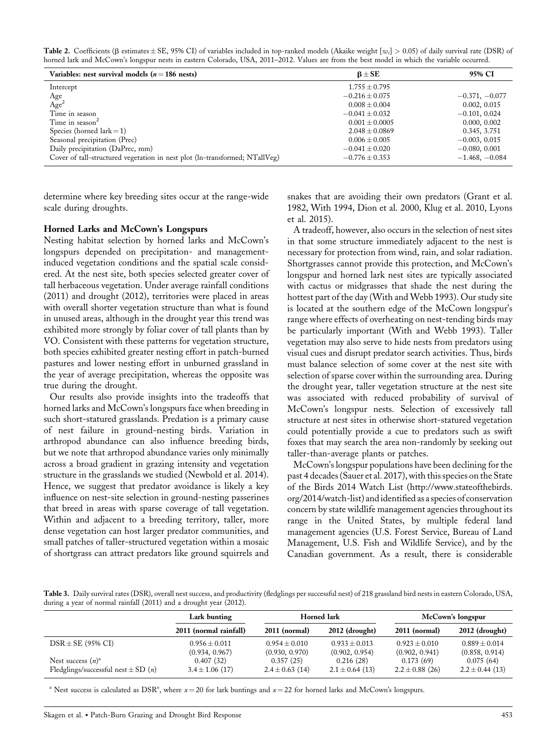Table 2. Coefficients (β estimates ± SE, 95% CI) of variables included in top-ranked models (Akaike weight [$w_i$] > 0.05) of daily survival rate (DSR) of horned lark and McCown's longspur nests in eastern Colorado, USA, 2011–2012. Values are from the best model in which the variable occurred.

| Variables: nest survival models ($n = 186$ nests) | β ± SE | 95% CI |
|---|---|---|
| Intercept | 1.755 ± 0.795 | |
| Age | −0.216 ± 0.075 | −0.371, −0.077 |
| Age$^2$ | 0.008 ± 0.004 | 0.002, 0.015 |
| Time in season | −0.041 ± 0.032 | −0.101, 0.024 |
| Time in season$^2$ | 0.001 ± 0.0005 | 0.000, 0.002 |
| Species (horned lark = 1) | 2.048 ± 0.0869 | 0.345, 3.751 |
| Seasonal precipitation (Prec) | 0.006 ± 0.005 | −0.003, 0.015 |
| Daily precipitation (DaPrec, mm) | −0.041 ± 0.020 | −0.080, 0.001 |
| Cover of tall-structured vegetation in nest plot (ln-transformed; NTallVeg) | −0.776 ± 0.353 | −1.468, −0.084 |

determine where key breeding sites occur at the range-wide scale during droughts.

### Horned Larks and McCown's Longspurs

Nesting habitat selection by horned larks and McCown's longspurs depended on precipitation- and management-induced vegetation conditions and the spatial scale considered. At the nest site, both species selected greater cover of tall herbaceous vegetation. Under average rainfall conditions (2011) and drought (2012), territories were placed in areas with overall shorter vegetation structure than what is found in unused areas, although in the drought year this trend was exhibited more strongly by foliar cover of tall plants than by VO. Consistent with these patterns for vegetation structure, both species exhibited greater nesting effort in patch-burned pastures and lower nesting effort in unburned grassland in the year of average precipitation, whereas the opposite was true during the drought.

Our results also provide insights into the tradeoffs that horned larks and McCown's longspurs face when breeding in such short-statured grasslands. Predation is a primary cause of nest failure in ground-nesting birds. Variation in arthropod abundance can also influence breeding birds, but we note that arthropod abundance varies only minimally across a broad gradient in grazing intensity and vegetation structure in the grasslands we studied (Newbold et al. 2014). Hence, we suggest that predator avoidance is likely a key influence on nest-site selection in ground-nesting passerines that breed in areas with sparse coverage of tall vegetation. Within and adjacent to a breeding territory, taller, more dense vegetation can host larger predator communities, and small patches of taller-structured vegetation within a mosaic of shortgrass can attract predators like ground squirrels and snakes that are avoiding their own predators (Grant et al. 1982, With 1994, Dion et al. 2000, Klug et al. 2010, Lyons et al. 2015).

A tradeoff, however, also occurs in the selection of nest sites in that some structure immediately adjacent to the nest is necessary for protection from wind, rain, and solar radiation. Shortgrasses cannot provide this protection, and McCown's longspur and horned lark nest sites are typically associated with cactus or midgrasses that shade the nest during the hottest part of the day (With and Webb 1993). Our study site is located at the southern edge of the McCown longspur's range where effects of overheating on nest-tending birds may be particularly important (With and Webb 1993). Taller vegetation may also serve to hide nests from predators using visual cues and disrupt predator search activities. Thus, birds must balance selection of some cover at the nest site with selection of sparse cover within the surrounding area. During the drought year, taller vegetation structure at the nest site was associated with reduced probability of survival of McCown's longspur nests. Selection of excessively tall structure at nest sites in otherwise short-statured vegetation could potentially provide a cue to predators such as swift foxes that may search the area non-randomly by seeking out taller-than-average plants or patches.

McCown's longspur populations have been declining for the past 4 decades (Sauer et al. 2017), with this species on the State of the Birds 2014 Watch List (http://www.stateofthebirds.org/2014/watch-list) and identified as a species of conservation concern by state wildlife management agencies throughout its range in the United States, by multiple federal land management agencies (U.S. Forest Service, Bureau of Land Management, U.S. Fish and Wildlife Service), and by the Canadian government. As a result, there is considerable

Table 3. Daily survival rates (DSR), overall nest success, and productivity (fledglings per successful nest) of 218 grassland bird nests in eastern Colorado, USA, during a year of normal rainfall (2011) and a drought year (2012).

| | Lark bunting | Horned lark | | McCown's longspur | |
|---|---|---|---|---|---|
| | 2011 (normal rainfall) | 2011 (normal) | 2012 (drought) | 2011 (normal) | 2012 (drought) |
| DSR ± SE (95% CI) | 0.956 ± 0.011 (0.934, 0.967) | 0.954 ± 0.010 (0.930, 0.970) | 0.933 ± 0.013 (0.902, 0.954) | 0.923 ± 0.010 (0.902, 0.941) | 0.889 ± 0.014 (0.858, 0.914) |
| Nest success ($n$)[a] | 0.407 (32) | 0.357 (25) | 0.216 (28) | 0.173 (69) | 0.075 (64) |
| Fledglings/successful nest ± SD ($n$) | 3.4 ± 1.06 (17) | 2.4 ± 0.63 (14) | 2.1 ± 0.64 (13) | 2.2 ± 0.88 (26) | 2.2 ± 0.44 (13) |

[a] Nest success is calculated as DSR$^x$, where $x = 20$ for lark buntings and $x = 22$ for horned larks and McCown's longspurs.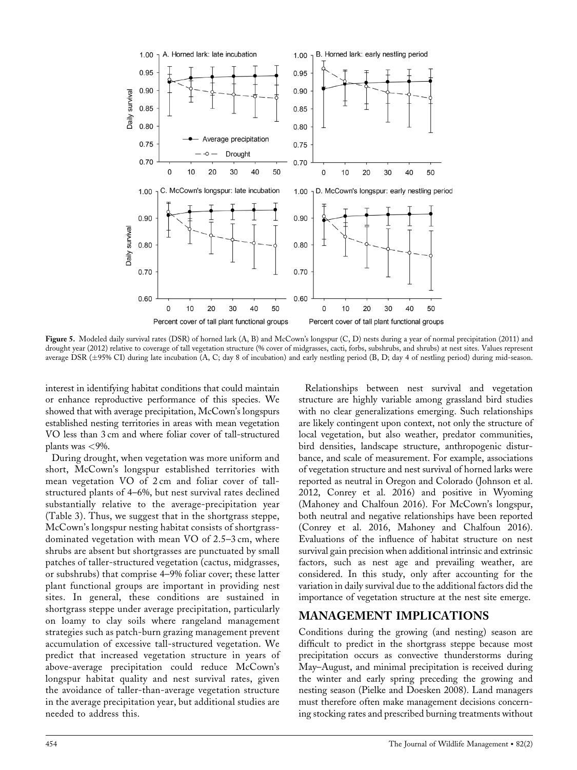Figure 5. Modeled daily survival rates (DSR) of horned lark (A, B) and McCown's longspur (C, D) nests during a year of normal precipitation (2011) and drought year (2012) relative to coverage of tall vegetation structure (% cover of midgrasses, cacti, forbs, subshrubs, and shrubs) at nest sites. Values represent average DSR (±95% CI) during late incubation (A, C; day 8 of incubation) and early nestling period (B, D; day 4 of nestling period) during mid-season.

interest in identifying habitat conditions that could maintain or enhance reproductive performance of this species. We showed that with average precipitation, McCown's longspurs established nesting territories in areas with mean vegetation VO less than 3 cm and where foliar cover of tall-structured plants was <9%.

During drought, when vegetation was more uniform and short, McCown's longspur established territories with mean vegetation VO of 2 cm and foliar cover of tall-structured plants of 4–6%, but nest survival rates declined substantially relative to the average-precipitation year (Table 3). Thus, we suggest that in the shortgrass steppe, McCown's longspur nesting habitat consists of shortgrass-dominated vegetation with mean VO of 2.5–3 cm, where shrubs are absent but shortgrasses are punctuated by small patches of taller-structured vegetation (cactus, midgrasses, or subshrubs) that comprise 4–9% foliar cover; these latter plant functional groups are important in providing nest sites. In general, these conditions are sustained in shortgrass steppe under average precipitation, particularly on loamy to clay soils where rangeland management strategies such as patch-burn grazing management prevent accumulation of excessive tall-structured vegetation. We predict that increased vegetation structure in years of above-average precipitation could reduce McCown's longspur habitat quality and nest survival rates, given the avoidance of taller-than-average vegetation structure in the average precipitation year, but additional studies are needed to address this.

Relationships between nest survival and vegetation structure are highly variable among grassland bird studies with no clear generalizations emerging. Such relationships are likely contingent upon context, not only the structure of local vegetation, but also weather, predator communities, bird densities, landscape structure, anthropogenic disturbance, and scale of measurement. For example, associations of vegetation structure and nest survival of horned larks were reported as neutral in Oregon and Colorado (Johnson et al. 2012, Conrey et al. 2016) and positive in Wyoming (Mahoney and Chalfoun 2016). For McCown's longspur, both neutral and negative relationships have been reported (Conrey et al. 2016, Mahoney and Chalfoun 2016). Evaluations of the influence of habitat structure on nest survival gain precision when additional intrinsic and extrinsic factors, such as nest age and prevailing weather, are considered. In this study, only after accounting for the variation in daily survival due to the additional factors did the importance of vegetation structure at the nest site emerge.

## MANAGEMENT IMPLICATIONS

Conditions during the growing (and nesting) season are difficult to predict in the shortgrass steppe because most precipitation occurs as convective thunderstorms during May–August, and minimal precipitation is received during the winter and early spring preceding the growing and nesting season (Pielke and Doesken 2008). Land managers must therefore often make management decisions concerning stocking rates and prescribed burning treatments without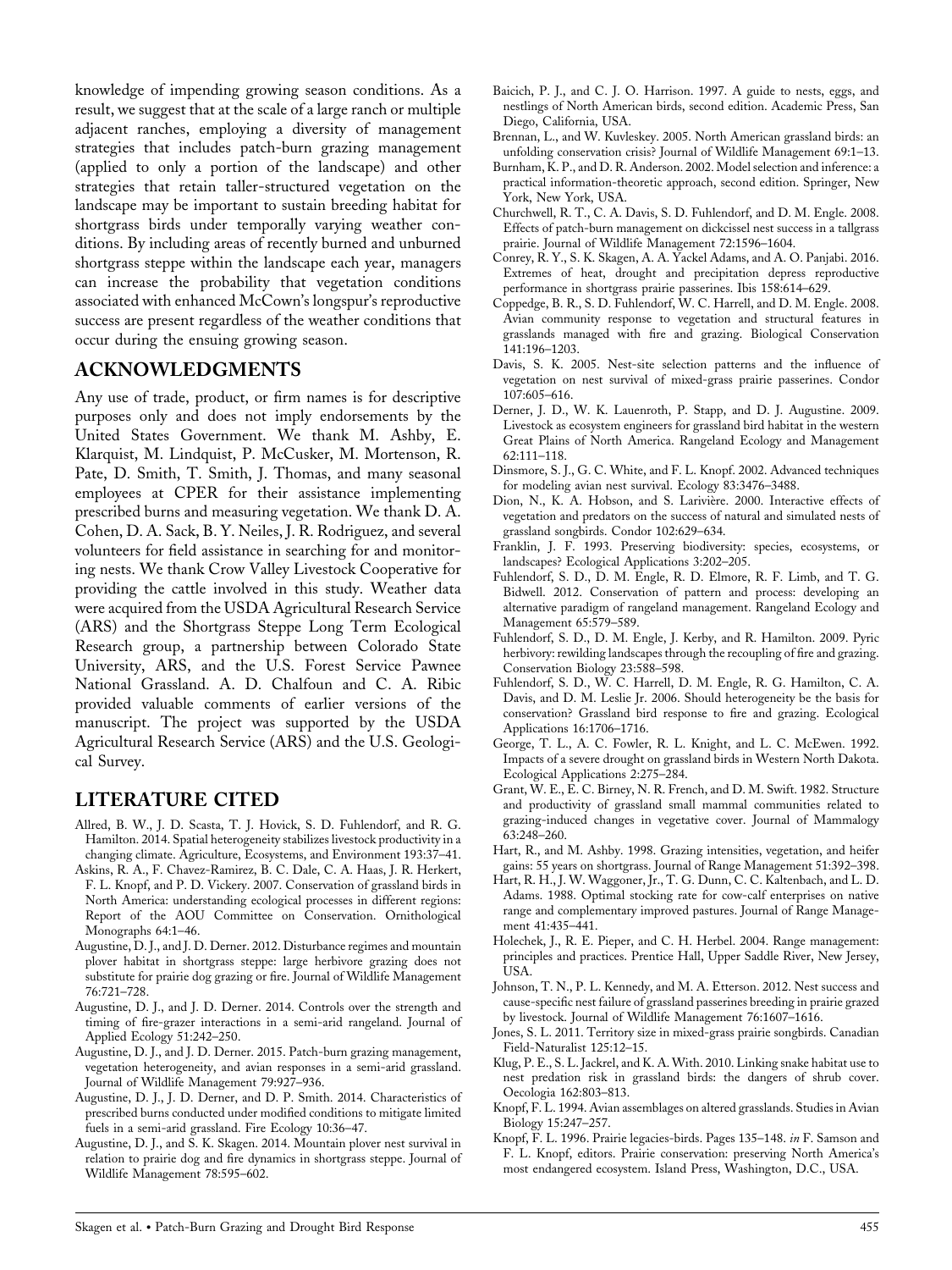knowledge of impending growing season conditions. As a result, we suggest that at the scale of a large ranch or multiple adjacent ranches, employing a diversity of management strategies that includes patch-burn grazing management (applied to only a portion of the landscape) and other strategies that retain taller-structured vegetation on the landscape may be important to sustain breeding habitat for shortgrass birds under temporally varying weather conditions. By including areas of recently burned and unburned shortgrass steppe within the landscape each year, managers can increase the probability that vegetation conditions associated with enhanced McCown's longspur's reproductive success are present regardless of the weather conditions that occur during the ensuing growing season.

## ACKNOWLEDGMENTS

Any use of trade, product, or firm names is for descriptive purposes only and does not imply endorsements by the United States Government. We thank M. Ashby, E. Klarquist, M. Lindquist, P. McCusker, M. Mortenson, R. Pate, D. Smith, T. Smith, J. Thomas, and many seasonal employees at CPER for their assistance implementing prescribed burns and measuring vegetation. We thank D. A. Cohen, D. A. Sack, B. Y. Neiles, J. R. Rodriguez, and several volunteers for field assistance in searching for and monitoring nests. We thank Crow Valley Livestock Cooperative for providing the cattle involved in this study. Weather data were acquired from the USDA Agricultural Research Service (ARS) and the Shortgrass Steppe Long Term Ecological Research group, a partnership between Colorado State University, ARS, and the U.S. Forest Service Pawnee National Grassland. A. D. Chalfoun and C. A. Ribic provided valuable comments of earlier versions of the manuscript. The project was supported by the USDA Agricultural Research Service (ARS) and the U.S. Geological Survey.

## LITERATURE CITED

Allred, B. W., J. D. Scasta, T. J. Hovick, S. D. Fuhlendorf, and R. G. Hamilton. 2014. Spatial heterogeneity stabilizes livestock productivity in a changing climate. Agriculture, Ecosystems, and Environment 193:37–41.

Askins, R. A., F. Chavez-Ramirez, B. C. Dale, C. A. Haas, J. R. Herkert, F. L. Knopf, and P. D. Vickery. 2007. Conservation of grassland birds in North America: understanding ecological processes in different regions: Report of the AOU Committee on Conservation. Ornithological Monographs 64:1–46.

Augustine, D. J., and J. D. Derner. 2012. Disturbance regimes and mountain plover habitat in shortgrass steppe: large herbivore grazing does not substitute for prairie dog grazing or fire. Journal of Wildlife Management 76:721–728.

Augustine, D. J., and J. D. Derner. 2014. Controls over the strength and timing of fire-grazer interactions in a semi-arid rangeland. Journal of Applied Ecology 51:242–250.

Augustine, D. J., and J. D. Derner. 2015. Patch-burn grazing management, vegetation heterogeneity, and avian responses in a semi-arid grassland. Journal of Wildlife Management 79:927–936.

Augustine, D. J., J. D. Derner, and D. P. Smith. 2014. Characteristics of prescribed burns conducted under modified conditions to mitigate limited fuels in a semi-arid grassland. Fire Ecology 10:36–47.

Augustine, D. J., and S. K. Skagen. 2014. Mountain plover nest survival in relation to prairie dog and fire dynamics in shortgrass steppe. Journal of Wildlife Management 78:595–602.

Baicich, P. J., and C. J. O. Harrison. 1997. A guide to nests, eggs, and nestlings of North American birds, second edition. Academic Press, San Diego, California, USA.

Brennan, L., and W. Kuvleskey. 2005. North American grassland birds: an unfolding conservation crisis? Journal of Wildlife Management 69:1–13.

Burnham, K. P., and D. R. Anderson. 2002. Model selection and inference: a practical information-theoretic approach, second edition. Springer, New York, New York, USA.

Churchwell, R. T., C. A. Davis, S. D. Fuhlendorf, and D. M. Engle. 2008. Effects of patch-burn management on dickcissel nest success in a tallgrass prairie. Journal of Wildlife Management 72:1596–1604.

Conrey, R. Y., S. K. Skagen, A. A. Yackel Adams, and A. O. Panjabi. 2016. Extremes of heat, drought and precipitation depress reproductive performance in shortgrass prairie passerines. Ibis 158:614–629.

Coppedge, B. R., S. D. Fuhlendorf, W. C. Harrell, and D. M. Engle. 2008. Avian community response to vegetation and structural features in grasslands managed with fire and grazing. Biological Conservation 141:196–1203.

Davis, S. K. 2005. Nest-site selection patterns and the influence of vegetation on nest survival of mixed-grass prairie passerines. Condor 107:605–616.

Derner, J. D., W. K. Lauenroth, P. Stapp, and D. J. Augustine. 2009. Livestock as ecosystem engineers for grassland bird habitat in the western Great Plains of North America. Rangeland Ecology and Management 62:111–118.

Dinsmore, S. J., G. C. White, and F. L. Knopf. 2002. Advanced techniques for modeling avian nest survival. Ecology 83:3476–3488.

Dion, N., K. A. Hobson, and S. Larivière. 2000. Interactive effects of vegetation and predators on the success of natural and simulated nests of grassland songbirds. Condor 102:629–634.

Franklin, J. F. 1993. Preserving biodiversity: species, ecosystems, or landscapes? Ecological Applications 3:202–205.

Fuhlendorf, S. D., D. M. Engle, R. D. Elmore, R. F. Limb, and T. G. Bidwell. 2012. Conservation of pattern and process: developing an alternative paradigm of rangeland management. Rangeland Ecology and Management 65:579–589.

Fuhlendorf, S. D., D. M. Engle, J. Kerby, and R. Hamilton. 2009. Pyric herbivory: rewilding landscapes through the recoupling of fire and grazing. Conservation Biology 23:588–598.

Fuhlendorf, S. D., W. C. Harrell, D. M. Engle, R. G. Hamilton, C. A. Davis, and D. M. Leslie Jr. 2006. Should heterogeneity be the basis for conservation? Grassland bird response to fire and grazing. Ecological Applications 16:1706–1716.

George, T. L., A. C. Fowler, R. L. Knight, and L. C. McEwen. 1992. Impacts of a severe drought on grassland birds in Western North Dakota. Ecological Applications 2:275–284.

Grant, W. E., E. C. Birney, N. R. French, and D. M. Swift. 1982. Structure and productivity of grassland small mammal communities related to grazing-induced changes in vegetative cover. Journal of Mammalogy 63:248–260.

Hart, R., and M. Ashby. 1998. Grazing intensities, vegetation, and heifer gains: 55 years on shortgrass. Journal of Range Management 51:392–398.

Hart, R. H., J. W. Waggoner, Jr., T. G. Dunn, C. C. Kaltenbach, and L. D. Adams. 1988. Optimal stocking rate for cow-calf enterprises on native range and complementary improved pastures. Journal of Range Management 41:435–441.

Holechek, J., R. E. Pieper, and C. H. Herbel. 2004. Range management: principles and practices. Prentice Hall, Upper Saddle River, New Jersey, USA.

Johnson, T. N., P. L. Kennedy, and M. A. Etterson. 2012. Nest success and cause-specific nest failure of grassland passerines breeding in prairie grazed by livestock. Journal of Wildlife Management 76:1607–1616.

Jones, S. L. 2011. Territory size in mixed-grass prairie songbirds. Canadian Field-Naturalist 125:12–15.

Klug, P. E., S. L. Jackrel, and K. A. With. 2010. Linking snake habitat use to nest predation risk in grassland birds: the dangers of shrub cover. Oecologia 162:803–813.

Knopf, F. L. 1994. Avian assemblages on altered grasslands. Studies in Avian Biology 15:247–257.

Knopf, F. L. 1996. Prairie legacies-birds. Pages 135–148. *in* F. Samson and F. L. Knopf, editors. Prairie conservation: preserving North America's most endangered ecosystem. Island Press, Washington, D.C., USA.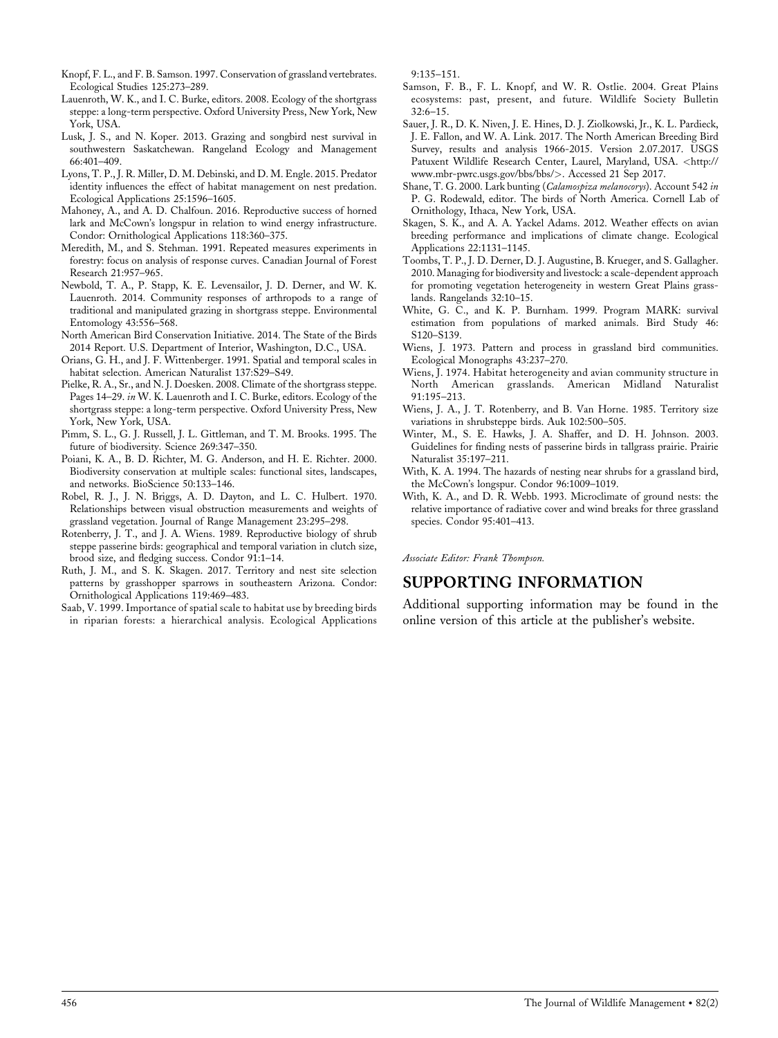Knopf, F. L., and F. B. Samson. 1997. Conservation of grassland vertebrates. Ecological Studies 125:273–289.

Lauenroth, W. K., and I. C. Burke, editors. 2008. Ecology of the shortgrass steppe: a long-term perspective. Oxford University Press, New York, New York, USA.

Lusk, J. S., and N. Koper. 2013. Grazing and songbird nest survival in southwestern Saskatchewan. Rangeland Ecology and Management 66:401–409.

Lyons, T. P., J. R. Miller, D. M. Debinski, and D. M. Engle. 2015. Predator identity influences the effect of habitat management on nest predation. Ecological Applications 25:1596–1605.

Mahoney, A., and A. D. Chalfoun. 2016. Reproductive success of horned lark and McCown's longspur in relation to wind energy infrastructure. Condor: Ornithological Applications 118:360–375.

Meredith, M., and S. Stehman. 1991. Repeated measures experiments in forestry: focus on analysis of response curves. Canadian Journal of Forest Research 21:957–965.

Newbold, T. A., P. Stapp, K. E. Levensailor, J. D. Derner, and W. K. Lauenroth. 2014. Community responses of arthropods to a range of traditional and manipulated grazing in shortgrass steppe. Environmental Entomology 43:556–568.

North American Bird Conservation Initiative. 2014. The State of the Birds 2014 Report. U.S. Department of Interior, Washington, D.C., USA.

Orians, G. H., and J. F. Wittenberger. 1991. Spatial and temporal scales in habitat selection. American Naturalist 137:S29–S49.

Pielke, R. A., Sr., and N. J. Doesken. 2008. Climate of the shortgrass steppe. Pages 14–29. *in* W. K. Lauenroth and I. C. Burke, editors. Ecology of the shortgrass steppe: a long-term perspective. Oxford University Press, New York, New York, USA.

Pimm, S. L., G. J. Russell, J. L. Gittleman, and T. M. Brooks. 1995. The future of biodiversity. Science 269:347–350.

Poiani, K. A., B. D. Richter, M. G. Anderson, and H. E. Richter. 2000. Biodiversity conservation at multiple scales: functional sites, landscapes, and networks. BioScience 50:133–146.

Robel, R. J., J. N. Briggs, A. D. Dayton, and L. C. Hulbert. 1970. Relationships between visual obstruction measurements and weights of grassland vegetation. Journal of Range Management 23:295–298.

Rotenberry, J. T., and J. A. Wiens. 1989. Reproductive biology of shrub steppe passerine birds: geographical and temporal variation in clutch size, brood size, and fledging success. Condor 91:1–14.

Ruth, J. M., and S. K. Skagen. 2017. Territory and nest site selection patterns by grasshopper sparrows in southeastern Arizona. Condor: Ornithological Applications 119:469–483.

Saab, V. 1999. Importance of spatial scale to habitat use by breeding birds in riparian forests: a hierarchical analysis. Ecological Applications 9:135–151.

Samson, F. B., F. L. Knopf, and W. R. Ostlie. 2004. Great Plains ecosystems: past, present, and future. Wildlife Society Bulletin 32:6–15.

Sauer, J. R., D. K. Niven, J. E. Hines, D. J. Ziolkowski, Jr., K. L. Pardieck, J. E. Fallon, and W. A. Link. 2017. The North American Breeding Bird Survey, results and analysis 1966-2015. Version 2.07.2017. USGS Patuxent Wildlife Research Center, Laurel, Maryland, USA. <http://www.mbr-pwrc.usgs.gov/bbs/bbs/>. Accessed 21 Sep 2017.

Shane, T. G. 2000. Lark bunting (*Calamospiza melanocorys*). Account 542 *in* P. G. Rodewald, editor. The birds of North America. Cornell Lab of Ornithology, Ithaca, New York, USA.

Skagen, S. K., and A. A. Yackel Adams. 2012. Weather effects on avian breeding performance and implications of climate change. Ecological Applications 22:1131–1145.

Toombs, T. P., J. D. Derner, D. J. Augustine, B. Krueger, and S. Gallagher. 2010. Managing for biodiversity and livestock: a scale-dependent approach for promoting vegetation heterogeneity in western Great Plains grasslands. Rangelands 32:10–15.

White, G. C., and K. P. Burnham. 1999. Program MARK: survival estimation from populations of marked animals. Bird Study 46: S120–S139.

Wiens, J. 1973. Pattern and process in grassland bird communities. Ecological Monographs 43:237–270.

Wiens, J. 1974. Habitat heterogeneity and avian community structure in North American grasslands. American Midland Naturalist 91:195–213.

Wiens, J. A., J. T. Rotenberry, and B. Van Horne. 1985. Territory size variations in shrubsteppe birds. Auk 102:500–505.

Winter, M., S. E. Hawks, J. A. Shaffer, and D. H. Johnson. 2003. Guidelines for finding nests of passerine birds in tallgrass prairie. Prairie Naturalist 35:197–211.

With, K. A. 1994. The hazards of nesting near shrubs for a grassland bird, the McCown's longspur. Condor 96:1009–1019.

With, K. A., and D. R. Webb. 1993. Microclimate of ground nests: the relative importance of radiative cover and wind breaks for three grassland species. Condor 95:401–413.

*Associate Editor: Frank Thompson.*

## SUPPORTING INFORMATION

Additional supporting information may be found in the online version of this article at the publisher's website.